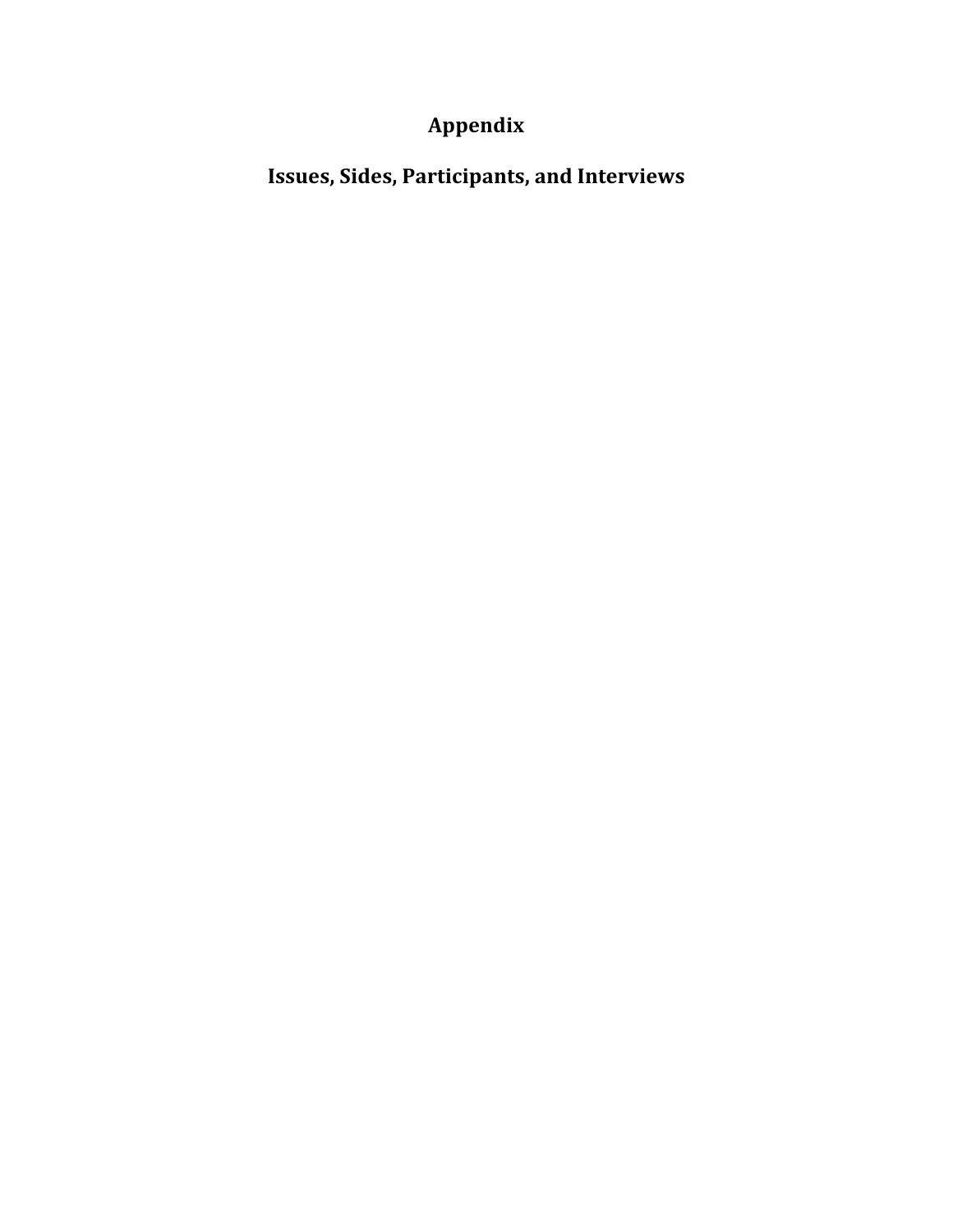# Appendix

## Issues, Sides, Participants, and Interviews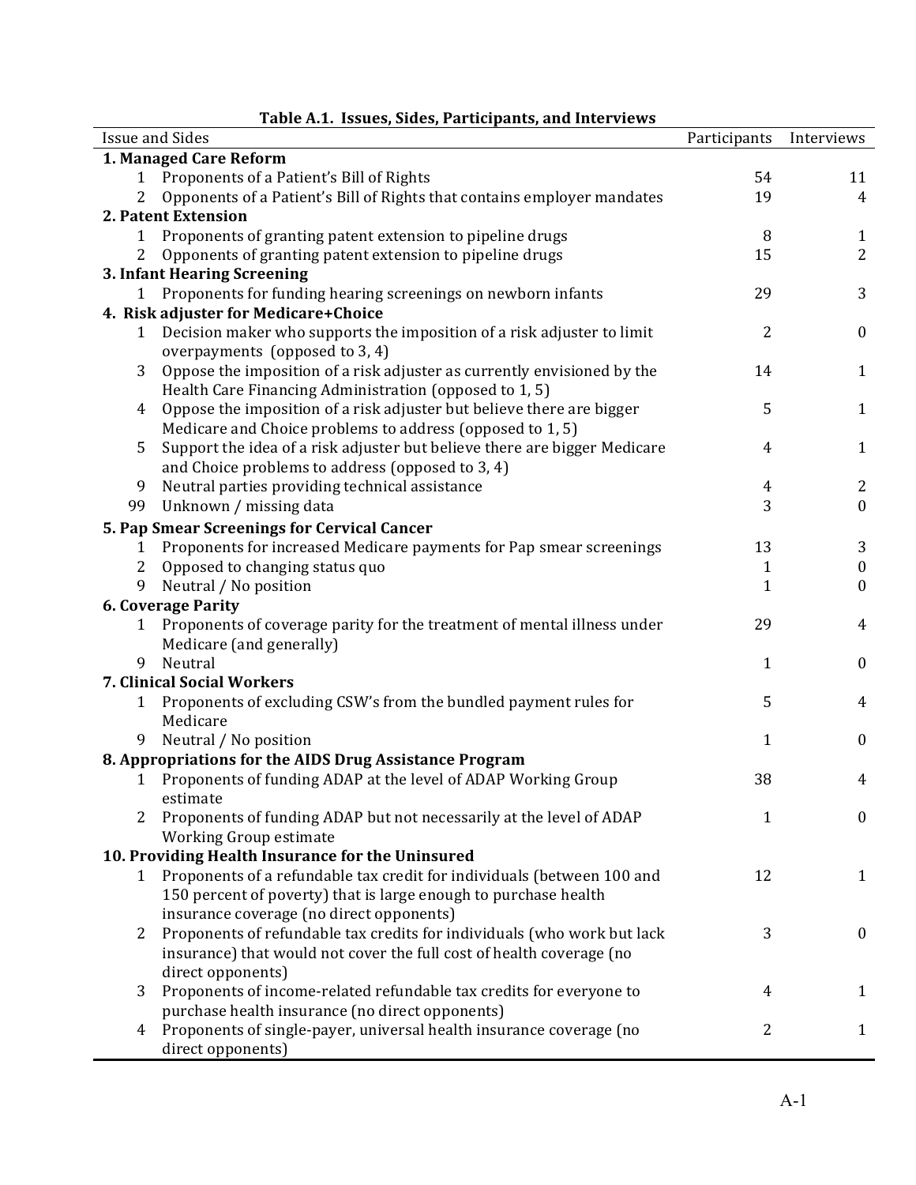**Table A.1. Issues, Sides, Participants, and Interviews**

| Issue and Sides | | Participants | Interviews |
|---|---|---|---|
| **1. Managed Care Reform** | | | |
| 1 | Proponents of a Patient's Bill of Rights | 54 | 11 |
| 2 | Opponents of a Patient's Bill of Rights that contains employer mandates | 19 | 4 |
| **2. Patent Extension** | | | |
| 1 | Proponents of granting patent extension to pipeline drugs | 8 | 1 |
| 2 | Opponents of granting patent extension to pipeline drugs | 15 | 2 |
| **3. Infant Hearing Screening** | | | |
| 1 | Proponents for funding hearing screenings on newborn infants | 29 | 3 |
| **4. Risk adjuster for Medicare+Choice** | | | |
| 1 | Decision maker who supports the imposition of a risk adjuster to limit overpayments (opposed to 3, 4) | 2 | 0 |
| 3 | Oppose the imposition of a risk adjuster as currently envisioned by the Health Care Financing Administration (opposed to 1, 5) | 14 | 1 |
| 4 | Oppose the imposition of a risk adjuster but believe there are bigger Medicare and Choice problems to address (opposed to 1, 5) | 5 | 1 |
| 5 | Support the idea of a risk adjuster but believe there are bigger Medicare and Choice problems to address (opposed to 3, 4) | 4 | 1 |
| 9 | Neutral parties providing technical assistance | 4 | 2 |
| 99 | Unknown / missing data | 3 | 0 |
| **5. Pap Smear Screenings for Cervical Cancer** | | | |
| 1 | Proponents for increased Medicare payments for Pap smear screenings | 13 | 3 |
| 2 | Opposed to changing status quo | 1 | 0 |
| 9 | Neutral / No position | 1 | 0 |
| **6. Coverage Parity** | | | |
| 1 | Proponents of coverage parity for the treatment of mental illness under Medicare (and generally) | 29 | 4 |
| 9 | Neutral | 1 | 0 |
| **7. Clinical Social Workers** | | | |
| 1 | Proponents of excluding CSW's from the bundled payment rules for Medicare | 5 | 4 |
| 9 | Neutral / No position | 1 | 0 |
| **8. Appropriations for the AIDS Drug Assistance Program** | | | |
| 1 | Proponents of funding ADAP at the level of ADAP Working Group estimate | 38 | 4 |
| 2 | Proponents of funding ADAP but not necessarily at the level of ADAP Working Group estimate | 1 | 0 |
| **10. Providing Health Insurance for the Uninsured** | | | |
| 1 | Proponents of a refundable tax credit for individuals (between 100 and 150 percent of poverty) that is large enough to purchase health insurance coverage (no direct opponents) | 12 | 1 |
| 2 | Proponents of refundable tax credits for individuals (who work but lack insurance) that would not cover the full cost of health coverage (no direct opponents) | 3 | 0 |
| 3 | Proponents of income-related refundable tax credits for everyone to purchase health insurance (no direct opponents) | 4 | 1 |
| 4 | Proponents of single-payer, universal health insurance coverage (no direct opponents) | 2 | 1 |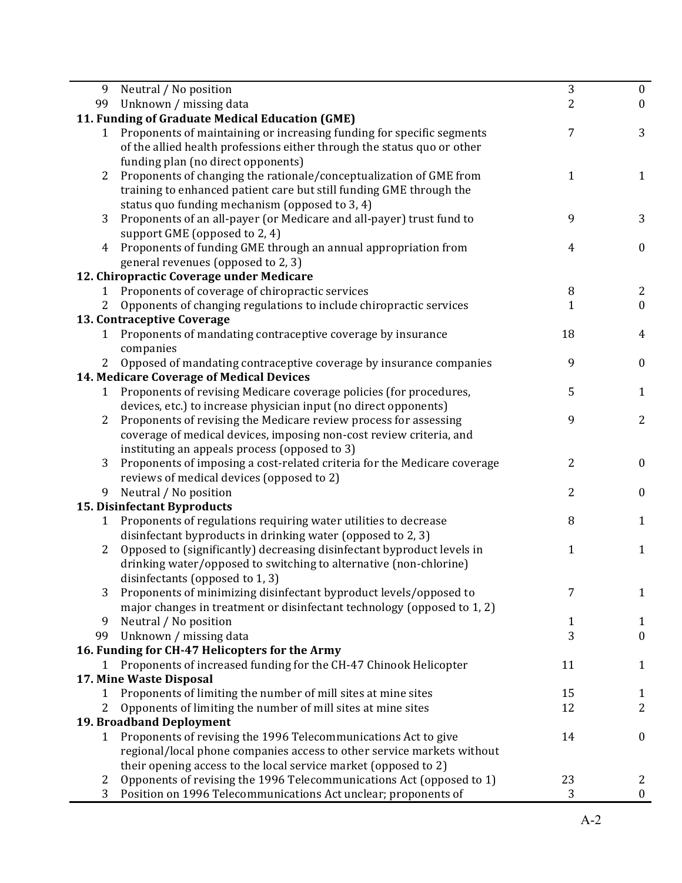| | | | |
|---|---|---|---|
| 9 | Neutral / No position | 3 | 0 |
| 99 | Unknown / missing data | 2 | 0 |
| **11. Funding of Graduate Medical Education (GME)** | | | |
| 1 | Proponents of maintaining or increasing funding for specific segments of the allied health professions either through the status quo or other funding plan (no direct opponents) | 7 | 3 |
| 2 | Proponents of changing the rationale/conceptualization of GME from training to enhanced patient care but still funding GME through the status quo funding mechanism (opposed to 3, 4) | 1 | 1 |
| 3 | Proponents of an all-payer (or Medicare and all-payer) trust fund to support GME (opposed to 2, 4) | 9 | 3 |
| 4 | Proponents of funding GME through an annual appropriation from general revenues (opposed to 2, 3) | 4 | 0 |
| **12. Chiropractic Coverage under Medicare** | | | |
| 1 | Proponents of coverage of chiropractic services | 8 | 2 |
| 2 | Opponents of changing regulations to include chiropractic services | 1 | 0 |
| **13. Contraceptive Coverage** | | | |
| 1 | Proponents of mandating contraceptive coverage by insurance companies | 18 | 4 |
| 2 | Opposed of mandating contraceptive coverage by insurance companies | 9 | 0 |
| **14. Medicare Coverage of Medical Devices** | | | |
| 1 | Proponents of revising Medicare coverage policies (for procedures, devices, etc.) to increase physician input (no direct opponents) | 5 | 1 |
| 2 | Proponents of revising the Medicare review process for assessing coverage of medical devices, imposing non-cost review criteria, and instituting an appeals process (opposed to 3) | 9 | 2 |
| 3 | Proponents of imposing a cost-related criteria for the Medicare coverage reviews of medical devices (opposed to 2) | 2 | 0 |
| 9 | Neutral / No position | 2 | 0 |
| **15. Disinfectant Byproducts** | | | |
| 1 | Proponents of regulations requiring water utilities to decrease disinfectant byproducts in drinking water (opposed to 2, 3) | 8 | 1 |
| 2 | Opposed to (significantly) decreasing disinfectant byproduct levels in drinking water/opposed to switching to alternative (non-chlorine) disinfectants (opposed to 1, 3) | 1 | 1 |
| 3 | Proponents of minimizing disinfectant byproduct levels/opposed to major changes in treatment or disinfectant technology (opposed to 1, 2) | 7 | 1 |
| 9 | Neutral / No position | 1 | 1 |
| 99 | Unknown / missing data | 3 | 0 |
| **16. Funding for CH-47 Helicopters for the Army** | | | |
| 1 | Proponents of increased funding for the CH-47 Chinook Helicopter | 11 | 1 |
| **17. Mine Waste Disposal** | | | |
| 1 | Proponents of limiting the number of mill sites at mine sites | 15 | 1 |
| 2 | Opponents of limiting the number of mill sites at mine sites | 12 | 2 |
| **19. Broadband Deployment** | | | |
| 1 | Proponents of revising the 1996 Telecommunications Act to give regional/local phone companies access to other service markets without their opening access to the local service market (opposed to 2) | 14 | 0 |
| 2 | Opponents of revising the 1996 Telecommunications Act (opposed to 1) | 23 | 2 |
| 3 | Position on 1996 Telecommunications Act unclear; proponents of | 3 | 0 |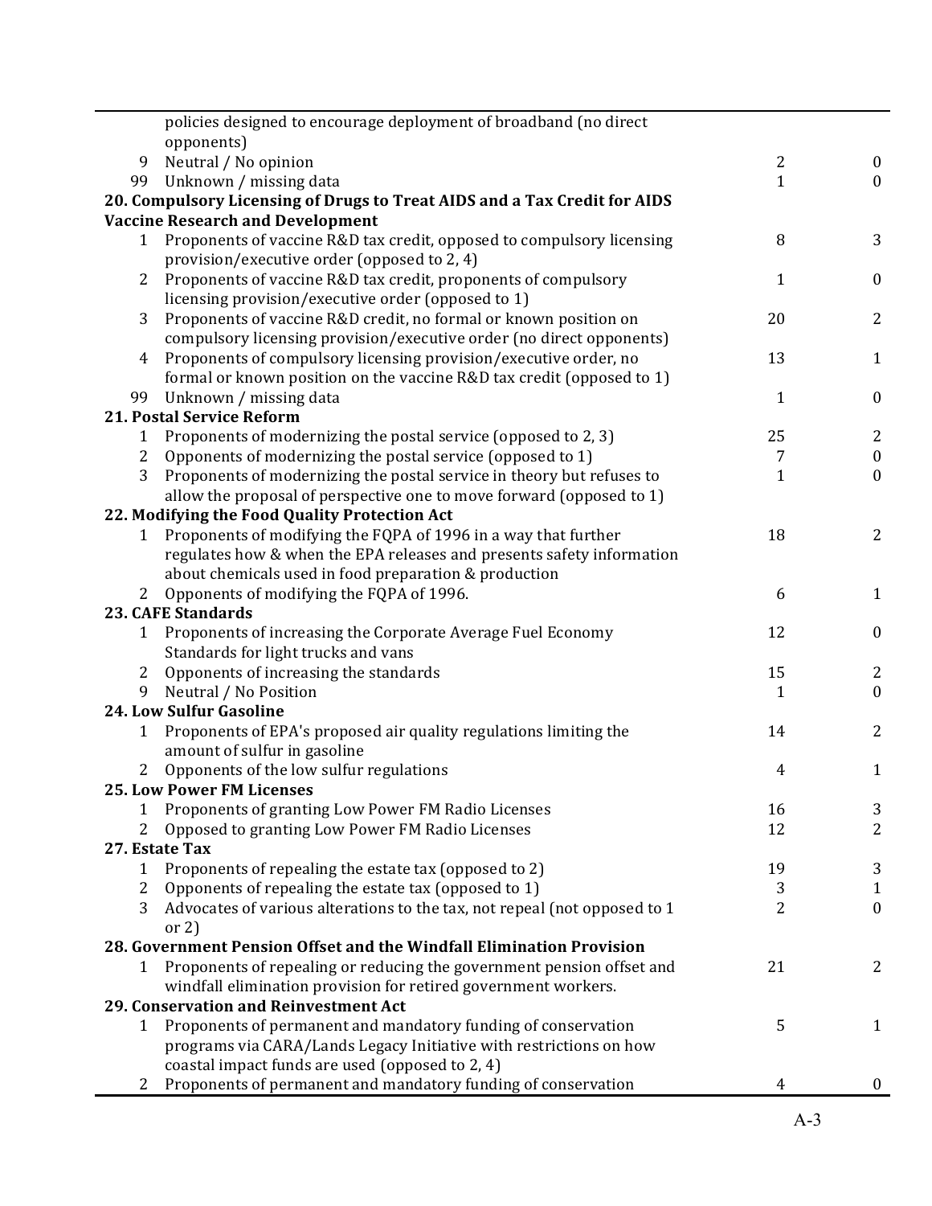| | | | |
|---|---|---|---|
| | policies designed to encourage deployment of broadband (no direct opponents) | | |
| 9 | Neutral / No opinion | 2 | 0 |
| 99 | Unknown / missing data | 1 | 0 |
| **20. Compulsory Licensing of Drugs to Treat AIDS and a Tax Credit for AIDS Vaccine Research and Development** | | | |
| 1 | Proponents of vaccine R&D tax credit, opposed to compulsory licensing provision/executive order (opposed to 2, 4) | 8 | 3 |
| 2 | Proponents of vaccine R&D tax credit, proponents of compulsory licensing provision/executive order (opposed to 1) | 1 | 0 |
| 3 | Proponents of vaccine R&D credit, no formal or known position on compulsory licensing provision/executive order (no direct opponents) | 20 | 2 |
| 4 | Proponents of compulsory licensing provision/executive order, no formal or known position on the vaccine R&D tax credit (opposed to 1) | 13 | 1 |
| 99 | Unknown / missing data | 1 | 0 |
| **21. Postal Service Reform** | | | |
| 1 | Proponents of modernizing the postal service (opposed to 2, 3) | 25 | 2 |
| 2 | Opponents of modernizing the postal service (opposed to 1) | 7 | 0 |
| 3 | Proponents of modernizing the postal service in theory but refuses to allow the proposal of perspective one to move forward (opposed to 1) | 1 | 0 |
| **22. Modifying the Food Quality Protection Act** | | | |
| 1 | Proponents of modifying the FQPA of 1996 in a way that further regulates how & when the EPA releases and presents safety information about chemicals used in food preparation & production | 18 | 2 |
| 2 | Opponents of modifying the FQPA of 1996. | 6 | 1 |
| **23. CAFE Standards** | | | |
| 1 | Proponents of increasing the Corporate Average Fuel Economy Standards for light trucks and vans | 12 | 0 |
| 2 | Opponents of increasing the standards | 15 | 2 |
| 9 | Neutral / No Position | 1 | 0 |
| **24. Low Sulfur Gasoline** | | | |
| 1 | Proponents of EPA's proposed air quality regulations limiting the amount of sulfur in gasoline | 14 | 2 |
| 2 | Opponents of the low sulfur regulations | 4 | 1 |
| **25. Low Power FM Licenses** | | | |
| 1 | Proponents of granting Low Power FM Radio Licenses | 16 | 3 |
| 2 | Opposed to granting Low Power FM Radio Licenses | 12 | 2 |
| **27. Estate Tax** | | | |
| 1 | Proponents of repealing the estate tax (opposed to 2) | 19 | 3 |
| 2 | Opponents of repealing the estate tax (opposed to 1) | 3 | 1 |
| 3 | Advocates of various alterations to the tax, not repeal (not opposed to 1 or 2) | 2 | 0 |
| **28. Government Pension Offset and the Windfall Elimination Provision** | | | |
| 1 | Proponents of repealing or reducing the government pension offset and windfall elimination provision for retired government workers. | 21 | 2 |
| **29. Conservation and Reinvestment Act** | | | |
| 1 | Proponents of permanent and mandatory funding of conservation programs via CARA/Lands Legacy Initiative with restrictions on how coastal impact funds are used (opposed to 2, 4) | 5 | 1 |
| 2 | Proponents of permanent and mandatory funding of conservation | 4 | 0 |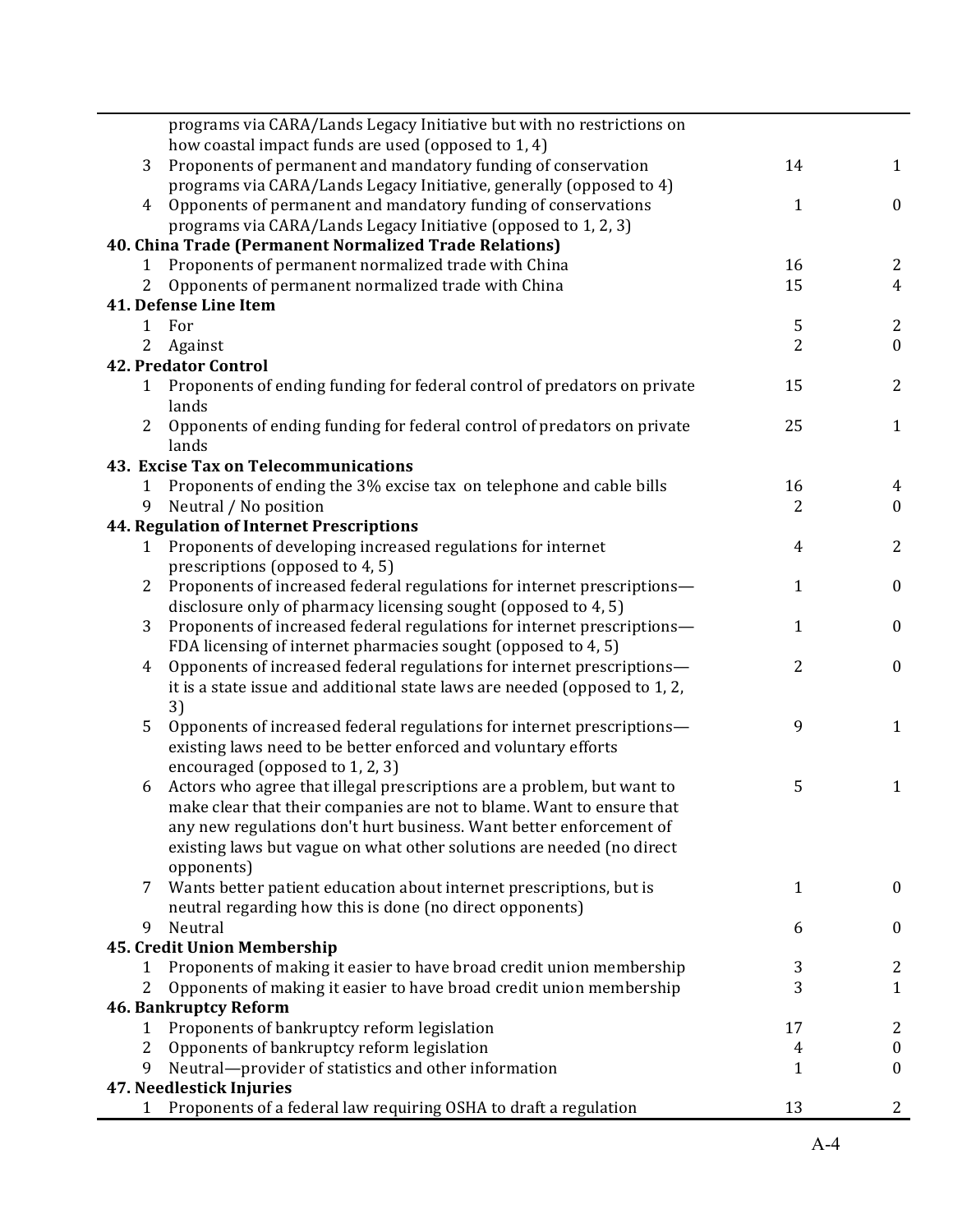| | | | |
|---|---|---|---|
| | programs via CARA/Lands Legacy Initiative but with no restrictions on how coastal impact funds are used (opposed to 1, 4) | | |
| 3 | Proponents of permanent and mandatory funding of conservation programs via CARA/Lands Legacy Initiative, generally (opposed to 4) | 14 | 1 |
| 4 | Opponents of permanent and mandatory funding of conservations programs via CARA/Lands Legacy Initiative (opposed to 1, 2, 3) | 1 | 0 |
| **40. China Trade (Permanent Normalized Trade Relations)** | | | |
| 1 | Proponents of permanent normalized trade with China | 16 | 2 |
| 2 | Opponents of permanent normalized trade with China | 15 | 4 |
| **41. Defense Line Item** | | | |
| 1 | For | 5 | 2 |
| 2 | Against | 2 | 0 |
| **42. Predator Control** | | | |
| 1 | Proponents of ending funding for federal control of predators on private lands | 15 | 2 |
| 2 | Opponents of ending funding for federal control of predators on private lands | 25 | 1 |
| **43. Excise Tax on Telecommunications** | | | |
| 1 | Proponents of ending the 3% excise tax on telephone and cable bills | 16 | 4 |
| 9 | Neutral / No position | 2 | 0 |
| **44. Regulation of Internet Prescriptions** | | | |
| 1 | Proponents of developing increased regulations for internet prescriptions (opposed to 4, 5) | 4 | 2 |
| 2 | Proponents of increased federal regulations for internet prescriptions—disclosure only of pharmacy licensing sought (opposed to 4, 5) | 1 | 0 |
| 3 | Proponents of increased federal regulations for internet prescriptions—FDA licensing of internet pharmacies sought (opposed to 4, 5) | 1 | 0 |
| 4 | Opponents of increased federal regulations for internet prescriptions—it is a state issue and additional state laws are needed (opposed to 1, 2, 3) | 2 | 0 |
| 5 | Opponents of increased federal regulations for internet prescriptions—existing laws need to be better enforced and voluntary efforts encouraged (opposed to 1, 2, 3) | 9 | 1 |
| 6 | Actors who agree that illegal prescriptions are a problem, but want to make clear that their companies are not to blame. Want to ensure that any new regulations don't hurt business. Want better enforcement of existing laws but vague on what other solutions are needed (no direct opponents) | 5 | 1 |
| 7 | Wants better patient education about internet prescriptions, but is neutral regarding how this is done (no direct opponents) | 1 | 0 |
| 9 | Neutral | 6 | 0 |
| **45. Credit Union Membership** | | | |
| 1 | Proponents of making it easier to have broad credit union membership | 3 | 2 |
| 2 | Opponents of making it easier to have broad credit union membership | 3 | 1 |
| **46. Bankruptcy Reform** | | | |
| 1 | Proponents of bankruptcy reform legislation | 17 | 2 |
| 2 | Opponents of bankruptcy reform legislation | 4 | 0 |
| 9 | Neutral—provider of statistics and other information | 1 | 0 |
| **47. Needlestick Injuries** | | | |
| 1 | Proponents of a federal law requiring OSHA to draft a regulation | 13 | 2 |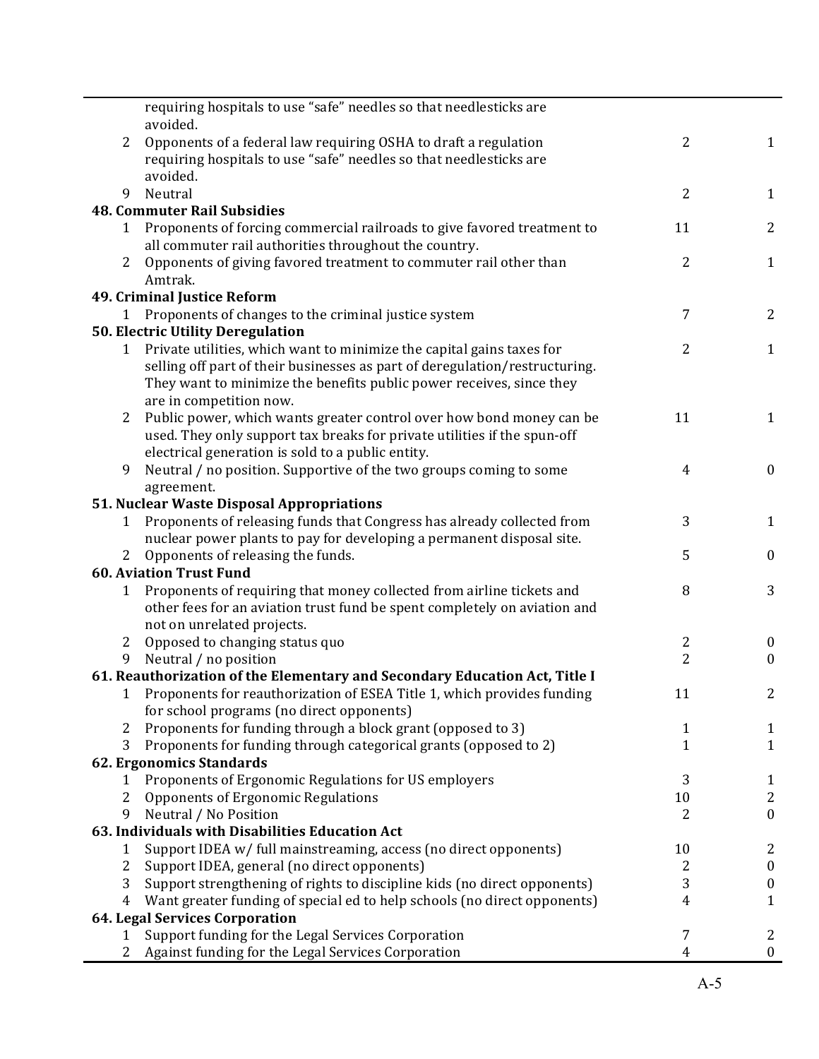| | | | |
|---|---|---|---|
| | requiring hospitals to use "safe" needles so that needlesticks are avoided. | | |
| 2 | Opponents of a federal law requiring OSHA to draft a regulation requiring hospitals to use "safe" needles so that needlesticks are avoided. | 2 | 1 |
| 9 | Neutral | 2 | 1 |
| **48. Commuter Rail Subsidies** | | | |
| 1 | Proponents of forcing commercial railroads to give favored treatment to all commuter rail authorities throughout the country. | 11 | 2 |
| 2 | Opponents of giving favored treatment to commuter rail other than Amtrak. | 2 | 1 |
| **49. Criminal Justice Reform** | | | |
| 1 | Proponents of changes to the criminal justice system | 7 | 2 |
| **50. Electric Utility Deregulation** | | | |
| 1 | Private utilities, which want to minimize the capital gains taxes for selling off part of their businesses as part of deregulation/restructuring. They want to minimize the benefits public power receives, since they are in competition now. | 2 | 1 |
| 2 | Public power, which wants greater control over how bond money can be used. They only support tax breaks for private utilities if the spun-off electrical generation is sold to a public entity. | 11 | 1 |
| 9 | Neutral / no position. Supportive of the two groups coming to some agreement. | 4 | 0 |
| **51. Nuclear Waste Disposal Appropriations** | | | |
| 1 | Proponents of releasing funds that Congress has already collected from nuclear power plants to pay for developing a permanent disposal site. | 3 | 1 |
| 2 | Opponents of releasing the funds. | 5 | 0 |
| **60. Aviation Trust Fund** | | | |
| 1 | Proponents of requiring that money collected from airline tickets and other fees for an aviation trust fund be spent completely on aviation and not on unrelated projects. | 8 | 3 |
| 2 | Opposed to changing status quo | 2 | 0 |
| 9 | Neutral / no position | 2 | 0 |
| **61. Reauthorization of the Elementary and Secondary Education Act, Title I** | | | |
| 1 | Proponents for reauthorization of ESEA Title 1, which provides funding for school programs (no direct opponents) | 11 | 2 |
| 2 | Proponents for funding through a block grant (opposed to 3) | 1 | 1 |
| 3 | Proponents for funding through categorical grants (opposed to 2) | 1 | 1 |
| **62. Ergonomics Standards** | | | |
| 1 | Proponents of Ergonomic Regulations for US employers | 3 | 1 |
| 2 | Opponents of Ergonomic Regulations | 10 | 2 |
| 9 | Neutral / No Position | 2 | 0 |
| **63. Individuals with Disabilities Education Act** | | | |
| 1 | Support IDEA w/ full mainstreaming, access (no direct opponents) | 10 | 2 |
| 2 | Support IDEA, general (no direct opponents) | 2 | 0 |
| 3 | Support strengthening of rights to discipline kids (no direct opponents) | 3 | 0 |
| 4 | Want greater funding of special ed to help schools (no direct opponents) | 4 | 1 |
| **64. Legal Services Corporation** | | | |
| 1 | Support funding for the Legal Services Corporation | 7 | 2 |
| 2 | Against funding for the Legal Services Corporation | 4 | 0 |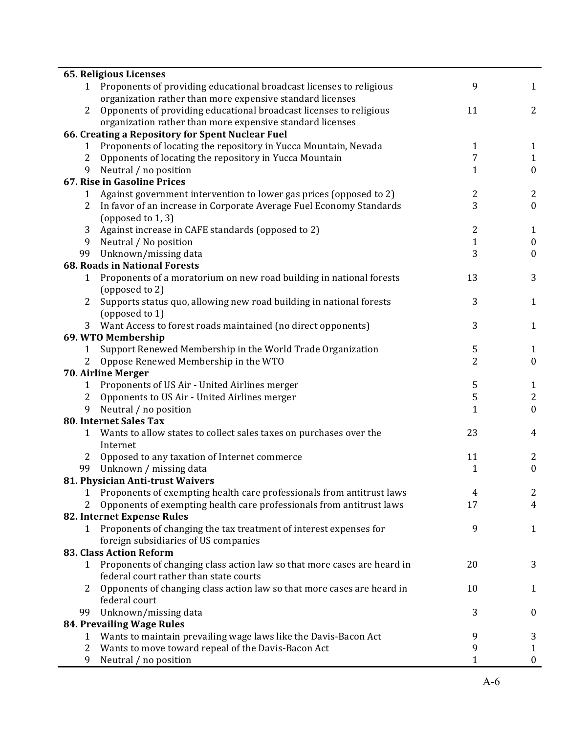| | | | |
|---|---|---|---|
| **65. Religious Licenses** | | | |
| 1 | Proponents of providing educational broadcast licenses to religious organization rather than more expensive standard licenses | 9 | 1 |
| 2 | Opponents of providing educational broadcast licenses to religious organization rather than more expensive standard licenses | 11 | 2 |
| **66. Creating a Repository for Spent Nuclear Fuel** | | | |
| 1 | Proponents of locating the repository in Yucca Mountain, Nevada | 1 | 1 |
| 2 | Opponents of locating the repository in Yucca Mountain | 7 | 1 |
| 9 | Neutral / no position | 1 | 0 |
| **67. Rise in Gasoline Prices** | | | |
| 1 | Against government intervention to lower gas prices (opposed to 2) | 2 | 2 |
| 2 | In favor of an increase in Corporate Average Fuel Economy Standards (opposed to 1, 3) | 3 | 0 |
| 3 | Against increase in CAFE standards (opposed to 2) | 2 | 1 |
| 9 | Neutral / No position | 1 | 0 |
| 99 | Unknown/missing data | 3 | 0 |
| **68. Roads in National Forests** | | | |
| 1 | Proponents of a moratorium on new road building in national forests (opposed to 2) | 13 | 3 |
| 2 | Supports status quo, allowing new road building in national forests (opposed to 1) | 3 | 1 |
| 3 | Want Access to forest roads maintained (no direct opponents) | 3 | 1 |
| **69. WTO Membership** | | | |
| 1 | Support Renewed Membership in the World Trade Organization | 5 | 1 |
| 2 | Oppose Renewed Membership in the WTO | 2 | 0 |
| **70. Airline Merger** | | | |
| 1 | Proponents of US Air - United Airlines merger | 5 | 1 |
| 2 | Opponents to US Air - United Airlines merger | 5 | 2 |
| 9 | Neutral / no position | 1 | 0 |
| **80. Internet Sales Tax** | | | |
| 1 | Wants to allow states to collect sales taxes on purchases over the Internet | 23 | 4 |
| 2 | Opposed to any taxation of Internet commerce | 11 | 2 |
| 99 | Unknown / missing data | 1 | 0 |
| **81. Physician Anti-trust Waivers** | | | |
| 1 | Proponents of exempting health care professionals from antitrust laws | 4 | 2 |
| 2 | Opponents of exempting health care professionals from antitrust laws | 17 | 4 |
| **82. Internet Expense Rules** | | | |
| 1 | Proponents of changing the tax treatment of interest expenses for foreign subsidiaries of US companies | 9 | 1 |
| **83. Class Action Reform** | | | |
| 1 | Proponents of changing class action law so that more cases are heard in federal court rather than state courts | 20 | 3 |
| 2 | Opponents of changing class action law so that more cases are heard in federal court | 10 | 1 |
| 99 | Unknown/missing data | 3 | 0 |
| **84. Prevailing Wage Rules** | | | |
| 1 | Wants to maintain prevailing wage laws like the Davis-Bacon Act | 9 | 3 |
| 2 | Wants to move toward repeal of the Davis-Bacon Act | 9 | 1 |
| 9 | Neutral / no position | 1 | 0 |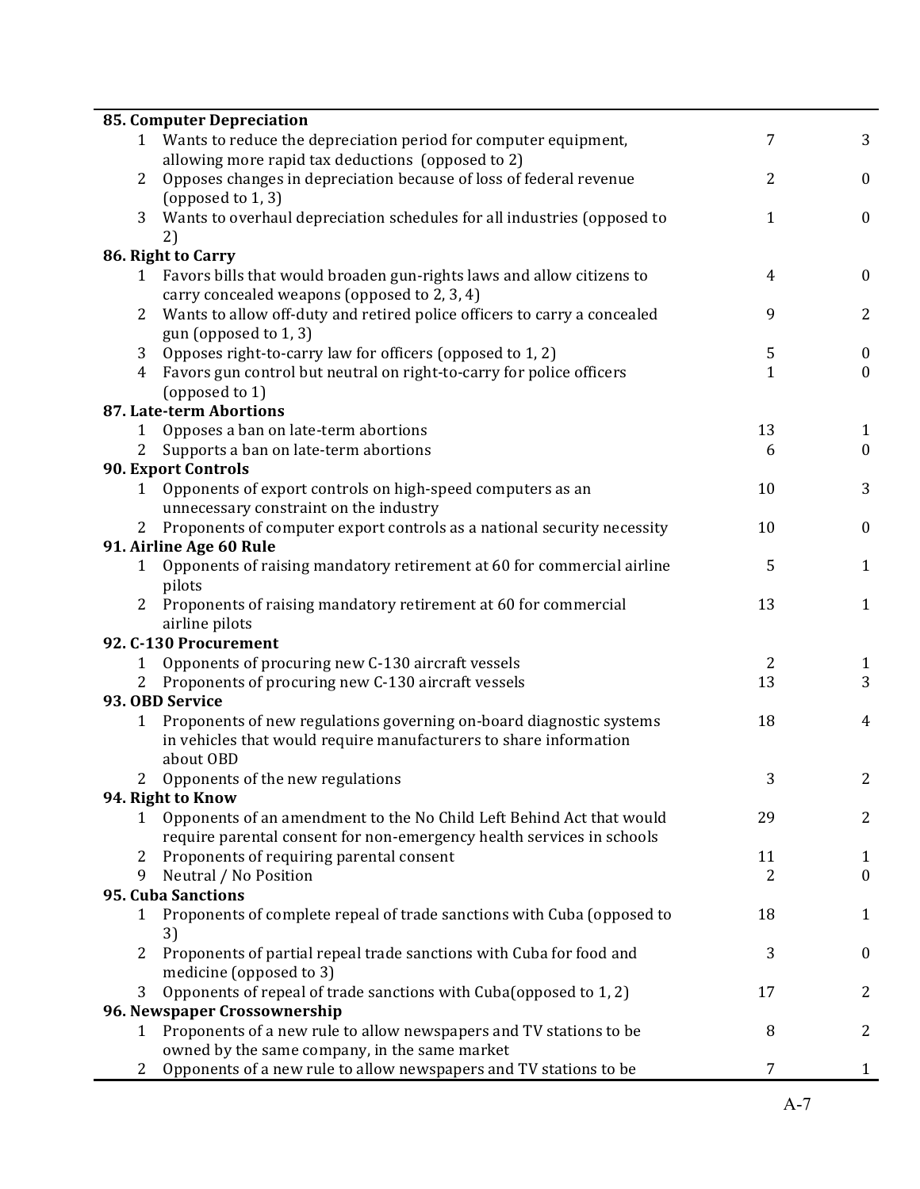| | | | |
|---|---|---|---|
| **85. Computer Depreciation** | | | |
| 1 | Wants to reduce the depreciation period for computer equipment, allowing more rapid tax deductions (opposed to 2) | 7 | 3 |
| 2 | Opposes changes in depreciation because of loss of federal revenue (opposed to 1, 3) | 2 | 0 |
| 3 | Wants to overhaul depreciation schedules for all industries (opposed to 2) | 1 | 0 |
| **86. Right to Carry** | | | |
| 1 | Favors bills that would broaden gun-rights laws and allow citizens to carry concealed weapons (opposed to 2, 3, 4) | 4 | 0 |
| 2 | Wants to allow off-duty and retired police officers to carry a concealed gun (opposed to 1, 3) | 9 | 2 |
| 3 | Opposes right-to-carry law for officers (opposed to 1, 2) | 5 | 0 |
| 4 | Favors gun control but neutral on right-to-carry for police officers (opposed to 1) | 1 | 0 |
| **87. Late-term Abortions** | | | |
| 1 | Opposes a ban on late-term abortions | 13 | 1 |
| 2 | Supports a ban on late-term abortions | 6 | 0 |
| **90. Export Controls** | | | |
| 1 | Opponents of export controls on high-speed computers as an unnecessary constraint on the industry | 10 | 3 |
| 2 | Proponents of computer export controls as a national security necessity | 10 | 0 |
| **91. Airline Age 60 Rule** | | | |
| 1 | Opponents of raising mandatory retirement at 60 for commercial airline pilots | 5 | 1 |
| 2 | Proponents of raising mandatory retirement at 60 for commercial airline pilots | 13 | 1 |
| **92. C-130 Procurement** | | | |
| 1 | Opponents of procuring new C-130 aircraft vessels | 2 | 1 |
| 2 | Proponents of procuring new C-130 aircraft vessels | 13 | 3 |
| **93. OBD Service** | | | |
| 1 | Proponents of new regulations governing on-board diagnostic systems in vehicles that would require manufacturers to share information about OBD | 18 | 4 |
| 2 | Opponents of the new regulations | 3 | 2 |
| **94. Right to Know** | | | |
| 1 | Opponents of an amendment to the No Child Left Behind Act that would require parental consent for non-emergency health services in schools | 29 | 2 |
| 2 | Proponents of requiring parental consent | 11 | 1 |
| 9 | Neutral / No Position | 2 | 0 |
| **95. Cuba Sanctions** | | | |
| 1 | Proponents of complete repeal of trade sanctions with Cuba (opposed to 3) | 18 | 1 |
| 2 | Proponents of partial repeal trade sanctions with Cuba for food and medicine (opposed to 3) | 3 | 0 |
| 3 | Opponents of repeal of trade sanctions with Cuba(opposed to 1, 2) | 17 | 2 |
| **96. Newspaper Crossownership** | | | |
| 1 | Proponents of a new rule to allow newspapers and TV stations to be owned by the same company, in the same market | 8 | 2 |
| 2 | Opponents of a new rule to allow newspapers and TV stations to be | 7 | 1 |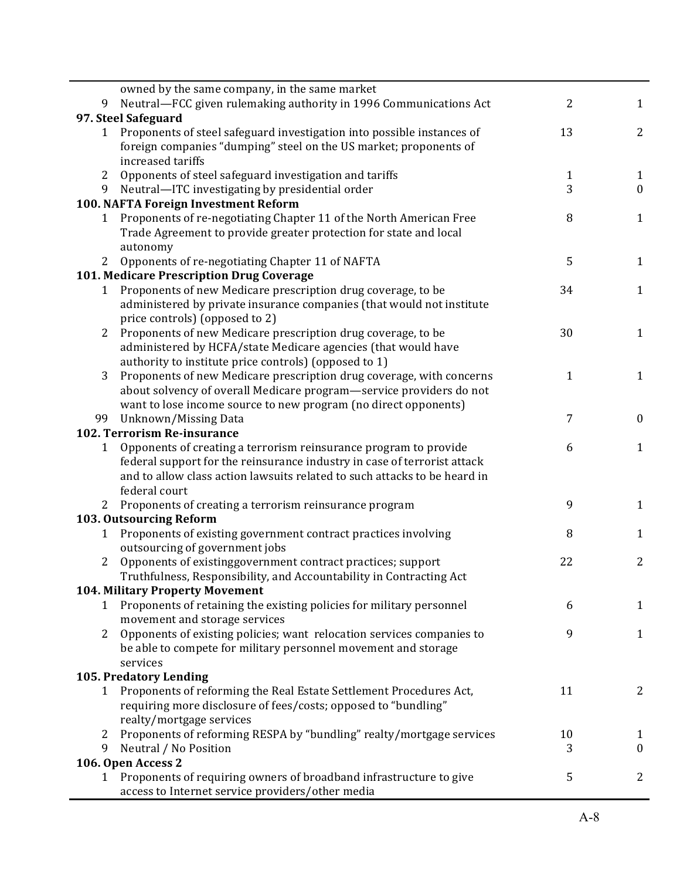| | | | |
|---|---|---|---|
| | owned by the same company, in the same market | | |
| 9 | Neutral—FCC given rulemaking authority in 1996 Communications Act | 2 | 1 |
| **97. Steel Safeguard** | | | |
| 1 | Proponents of steel safeguard investigation into possible instances of foreign companies "dumping" steel on the US market; proponents of increased tariffs | 13 | 2 |
| 2 | Opponents of steel safeguard investigation and tariffs | 1 | 1 |
| 9 | Neutral—ITC investigating by presidential order | 3 | 0 |
| **100. NAFTA Foreign Investment Reform** | | | |
| 1 | Proponents of re-negotiating Chapter 11 of the North American Free Trade Agreement to provide greater protection for state and local autonomy | 8 | 1 |
| 2 | Opponents of re-negotiating Chapter 11 of NAFTA | 5 | 1 |
| **101. Medicare Prescription Drug Coverage** | | | |
| 1 | Proponents of new Medicare prescription drug coverage, to be administered by private insurance companies (that would not institute price controls) (opposed to 2) | 34 | 1 |
| 2 | Proponents of new Medicare prescription drug coverage, to be administered by HCFA/state Medicare agencies (that would have authority to institute price controls) (opposed to 1) | 30 | 1 |
| 3 | Proponents of new Medicare prescription drug coverage, with concerns about solvency of overall Medicare program—service providers do not want to lose income source to new program (no direct opponents) | 1 | 1 |
| 99 | Unknown/Missing Data | 7 | 0 |
| **102. Terrorism Re-insurance** | | | |
| 1 | Opponents of creating a terrorism reinsurance program to provide federal support for the reinsurance industry in case of terrorist attack and to allow class action lawsuits related to such attacks to be heard in federal court | 6 | 1 |
| 2 | Proponents of creating a terrorism reinsurance program | 9 | 1 |
| **103. Outsourcing Reform** | | | |
| 1 | Proponents of existing government contract practices involving outsourcing of government jobs | 8 | 1 |
| 2 | Opponents of existinggovernment contract practices; support Truthfulness, Responsibility, and Accountability in Contracting Act | 22 | 2 |
| **104. Military Property Movement** | | | |
| 1 | Proponents of retaining the existing policies for military personnel movement and storage services | 6 | 1 |
| 2 | Opponents of existing policies; want relocation services companies to be able to compete for military personnel movement and storage services | 9 | 1 |
| **105. Predatory Lending** | | | |
| 1 | Proponents of reforming the Real Estate Settlement Procedures Act, requiring more disclosure of fees/costs; opposed to "bundling" realty/mortgage services | 11 | 2 |
| 2 | Proponents of reforming RESPA by "bundling" realty/mortgage services | 10 | 1 |
| 9 | Neutral / No Position | 3 | 0 |
| **106. Open Access 2** | | | |
| 1 | Proponents of requiring owners of broadband infrastructure to give access to Internet service providers/other media | 5 | 2 |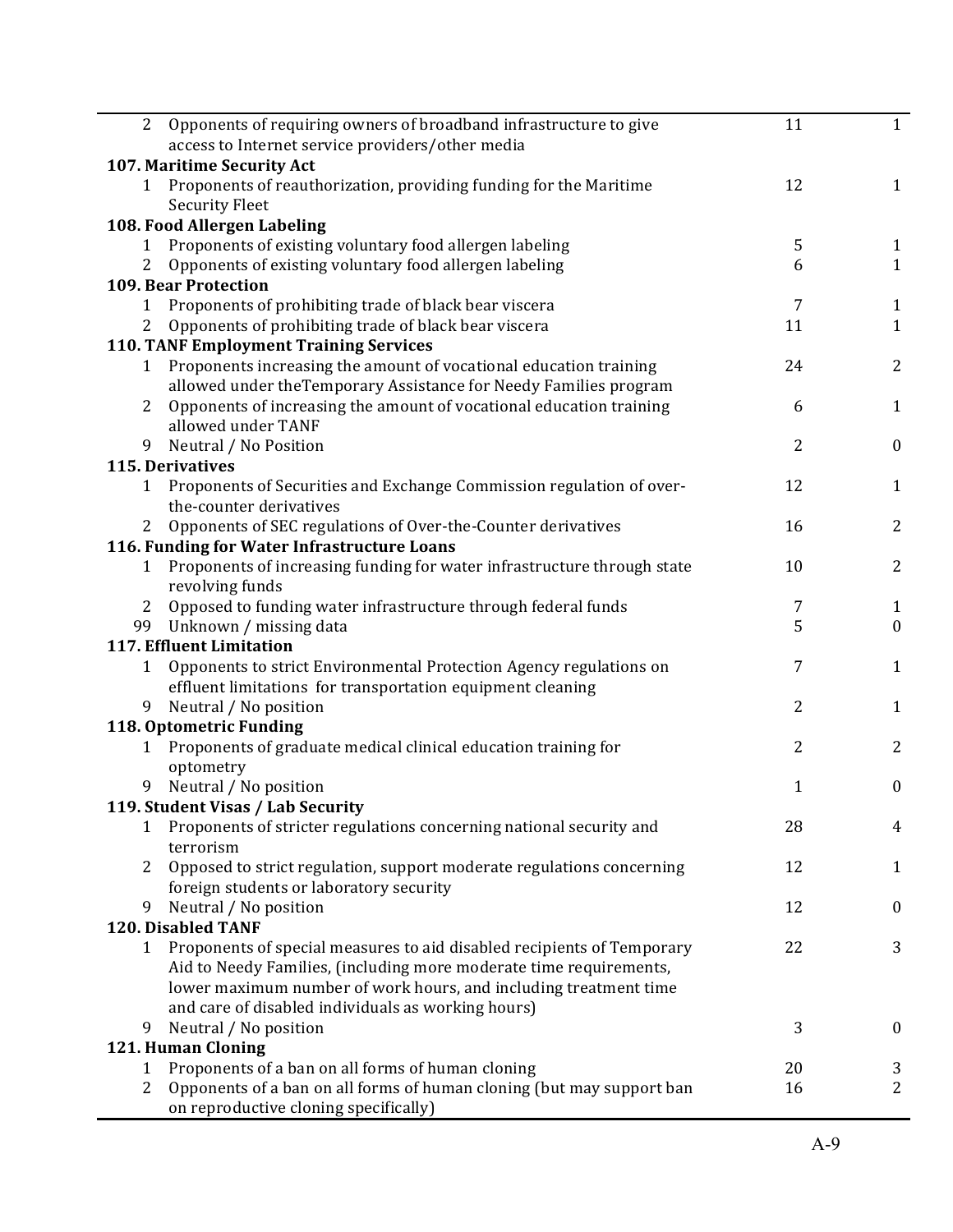| | | | |
|---|---|---|---|
| 2 | Opponents of requiring owners of broadband infrastructure to give access to Internet service providers/other media | 11 | 1 |
| **107. Maritime Security Act** | | | |
| 1 | Proponents of reauthorization, providing funding for the Maritime Security Fleet | 12 | 1 |
| **108. Food Allergen Labeling** | | | |
| 1 | Proponents of existing voluntary food allergen labeling | 5 | 1 |
| 2 | Opponents of existing voluntary food allergen labeling | 6 | 1 |
| **109. Bear Protection** | | | |
| 1 | Proponents of prohibiting trade of black bear viscera | 7 | 1 |
| 2 | Opponents of prohibiting trade of black bear viscera | 11 | 1 |
| **110. TANF Employment Training Services** | | | |
| 1 | Proponents increasing the amount of vocational education training allowed under theTemporary Assistance for Needy Families program | 24 | 2 |
| 2 | Opponents of increasing the amount of vocational education training allowed under TANF | 6 | 1 |
| 9 | Neutral / No Position | 2 | 0 |
| **115. Derivatives** | | | |
| 1 | Proponents of Securities and Exchange Commission regulation of over-the-counter derivatives | 12 | 1 |
| 2 | Opponents of SEC regulations of Over-the-Counter derivatives | 16 | 2 |
| **116. Funding for Water Infrastructure Loans** | | | |
| 1 | Proponents of increasing funding for water infrastructure through state revolving funds | 10 | 2 |
| 2 | Opposed to funding water infrastructure through federal funds | 7 | 1 |
| 99 | Unknown / missing data | 5 | 0 |
| **117. Effluent Limitation** | | | |
| 1 | Opponents to strict Environmental Protection Agency regulations on effluent limitations for transportation equipment cleaning | 7 | 1 |
| 9 | Neutral / No position | 2 | 1 |
| **118. Optometric Funding** | | | |
| 1 | Proponents of graduate medical clinical education training for optometry | 2 | 2 |
| 9 | Neutral / No position | 1 | 0 |
| **119. Student Visas / Lab Security** | | | |
| 1 | Proponents of stricter regulations concerning national security and terrorism | 28 | 4 |
| 2 | Opposed to strict regulation, support moderate regulations concerning foreign students or laboratory security | 12 | 1 |
| 9 | Neutral / No position | 12 | 0 |
| **120. Disabled TANF** | | | |
| 1 | Proponents of special measures to aid disabled recipients of Temporary Aid to Needy Families, (including more moderate time requirements, lower maximum number of work hours, and including treatment time and care of disabled individuals as working hours) | 22 | 3 |
| 9 | Neutral / No position | 3 | 0 |
| **121. Human Cloning** | | | |
| 1 | Proponents of a ban on all forms of human cloning | 20 | 3 |
| 2 | Opponents of a ban on all forms of human cloning (but may support ban on reproductive cloning specifically) | 16 | 2 |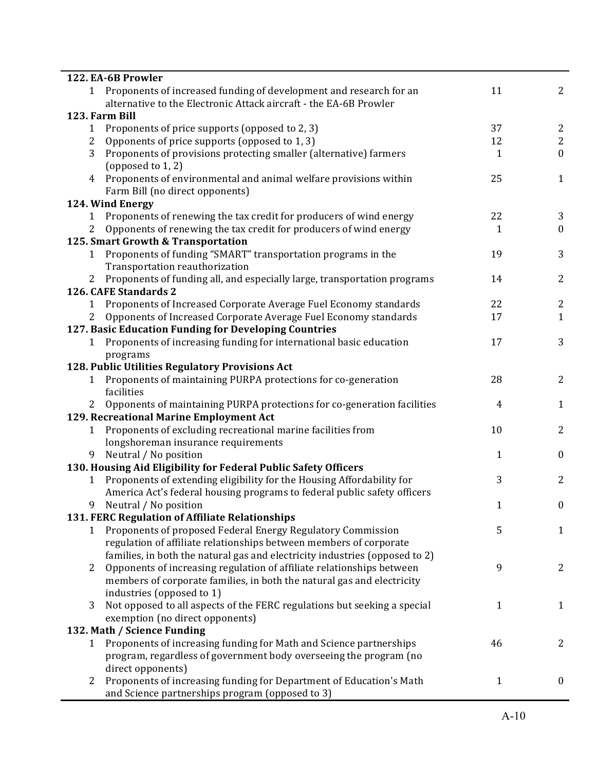| | | | |
|---|---|---|---|
| **122. EA-6B Prowler** | | | |
| 1 | Proponents of increased funding of development and research for an alternative to the Electronic Attack aircraft - the EA-6B Prowler | 11 | 2 |
| **123. Farm Bill** | | | |
| 1 | Proponents of price supports (opposed to 2, 3) | 37 | 2 |
| 2 | Opponents of price supports (opposed to 1, 3) | 12 | 2 |
| 3 | Proponents of provisions protecting smaller (alternative) farmers (opposed to 1, 2) | 1 | 0 |
| 4 | Proponents of environmental and animal welfare provisions within Farm Bill (no direct opponents) | 25 | 1 |
| **124. Wind Energy** | | | |
| 1 | Proponents of renewing the tax credit for producers of wind energy | 22 | 3 |
| 2 | Opponents of renewing the tax credit for producers of wind energy | 1 | 0 |
| **125. Smart Growth & Transportation** | | | |
| 1 | Proponents of funding "SMART" transportation programs in the Transportation reauthorization | 19 | 3 |
| 2 | Proponents of funding all, and especially large, transportation programs | 14 | 2 |
| **126. CAFE Standards 2** | | | |
| 1 | Proponents of Increased Corporate Average Fuel Economy standards | 22 | 2 |
| 2 | Opponents of Increased Corporate Average Fuel Economy standards | 17 | 1 |
| **127. Basic Education Funding for Developing Countries** | | | |
| 1 | Proponents of increasing funding for international basic education programs | 17 | 3 |
| **128. Public Utilities Regulatory Provisions Act** | | | |
| 1 | Proponents of maintaining PURPA protections for co-generation facilities | 28 | 2 |
| 2 | Opponents of maintaining PURPA protections for co-generation facilities | 4 | 1 |
| **129. Recreational Marine Employment Act** | | | |
| 1 | Proponents of excluding recreational marine facilities from longshoreman insurance requirements | 10 | 2 |
| 9 | Neutral / No position | 1 | 0 |
| **130. Housing Aid Eligibility for Federal Public Safety Officers** | | | |
| 1 | Proponents of extending eligibility for the Housing Affordability for America Act's federal housing programs to federal public safety officers | 3 | 2 |
| 9 | Neutral / No position | 1 | 0 |
| **131. FERC Regulation of Affiliate Relationships** | | | |
| 1 | Proponents of proposed Federal Energy Regulatory Commission regulation of affiliate relationships between members of corporate families, in both the natural gas and electricity industries (opposed to 2) | 5 | 1 |
| 2 | Opponents of increasing regulation of affiliate relationships between members of corporate families, in both the natural gas and electricity industries (opposed to 1) | 9 | 2 |
| 3 | Not opposed to all aspects of the FERC regulations but seeking a special exemption (no direct opponents) | 1 | 1 |
| **132. Math / Science Funding** | | | |
| 1 | Proponents of increasing funding for Math and Science partnerships program, regardless of government body overseeing the program (no direct opponents) | 46 | 2 |
| 2 | Proponents of increasing funding for Department of Education's Math and Science partnerships program (opposed to 3) | 1 | 0 |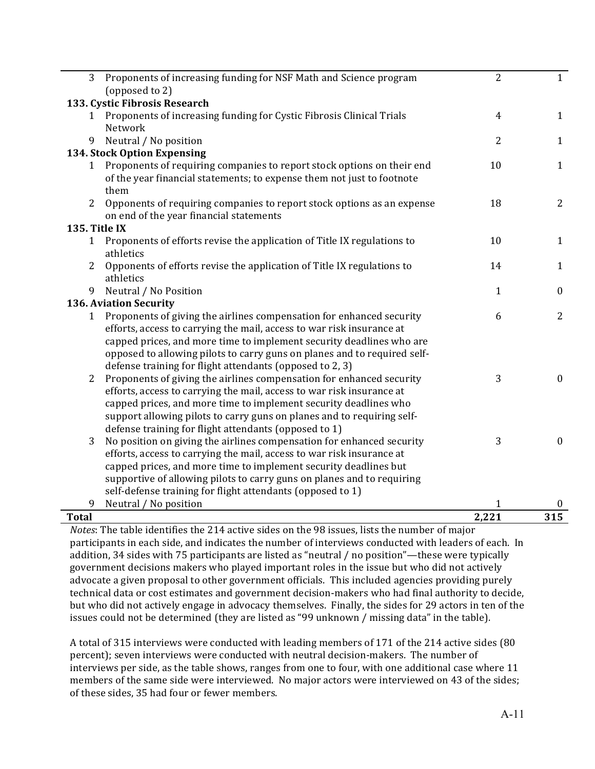| | | | |
|---|---|---|---|
| 3 | Proponents of increasing funding for NSF Math and Science program (opposed to 2) | 2 | 1 |
| **133. Cystic Fibrosis Research** | | | |
| 1 | Proponents of increasing funding for Cystic Fibrosis Clinical Trials Network | 4 | 1 |
| 9 | Neutral / No position | 2 | 1 |
| **134. Stock Option Expensing** | | | |
| 1 | Proponents of requiring companies to report stock options on their end of the year financial statements; to expense them not just to footnote them | 10 | 1 |
| 2 | Opponents of requiring companies to report stock options as an expense on end of the year financial statements | 18 | 2 |
| **135. Title IX** | | | |
| 1 | Proponents of efforts revise the application of Title IX regulations to athletics | 10 | 1 |
| 2 | Opponents of efforts revise the application of Title IX regulations to athletics | 14 | 1 |
| 9 | Neutral / No Position | 1 | 0 |
| **136. Aviation Security** | | | |
| 1 | Proponents of giving the airlines compensation for enhanced security efforts, access to carrying the mail, access to war risk insurance at capped prices, and more time to implement security deadlines who are opposed to allowing pilots to carry guns on planes and to required self-defense training for flight attendants (opposed to 2, 3) | 6 | 2 |
| 2 | Proponents of giving the airlines compensation for enhanced security efforts, access to carrying the mail, access to war risk insurance at capped prices, and more time to implement security deadlines who support allowing pilots to carry guns on planes and to requiring self-defense training for flight attendants (opposed to 1) | 3 | 0 |
| 3 | No position on giving the airlines compensation for enhanced security efforts, access to carrying the mail, access to war risk insurance at capped prices, and more time to implement security deadlines but supportive of allowing pilots to carry guns on planes and to requiring self-defense training for flight attendants (opposed to 1) | 3 | 0 |
| 9 | Neutral / No position | 1 | 0 |
| **Total** | | **2,221** | **315** |

*Notes*: The table identifies the 214 active sides on the 98 issues, lists the number of major participants in each side, and indicates the number of interviews conducted with leaders of each. In addition, 34 sides with 75 participants are listed as "neutral / no position"—these were typically government decisions makers who played important roles in the issue but who did not actively advocate a given proposal to other government officials. This included agencies providing purely technical data or cost estimates and government decision-makers who had final authority to decide, but who did not actively engage in advocacy themselves. Finally, the sides for 29 actors in ten of the issues could not be determined (they are listed as "99 unknown / missing data" in the table).

A total of 315 interviews were conducted with leading members of 171 of the 214 active sides (80 percent); seven interviews were conducted with neutral decision-makers. The number of interviews per side, as the table shows, ranges from one to four, with one additional case where 11 members of the same side were interviewed. No major actors were interviewed on 43 of the sides; of these sides, 35 had four or fewer members.